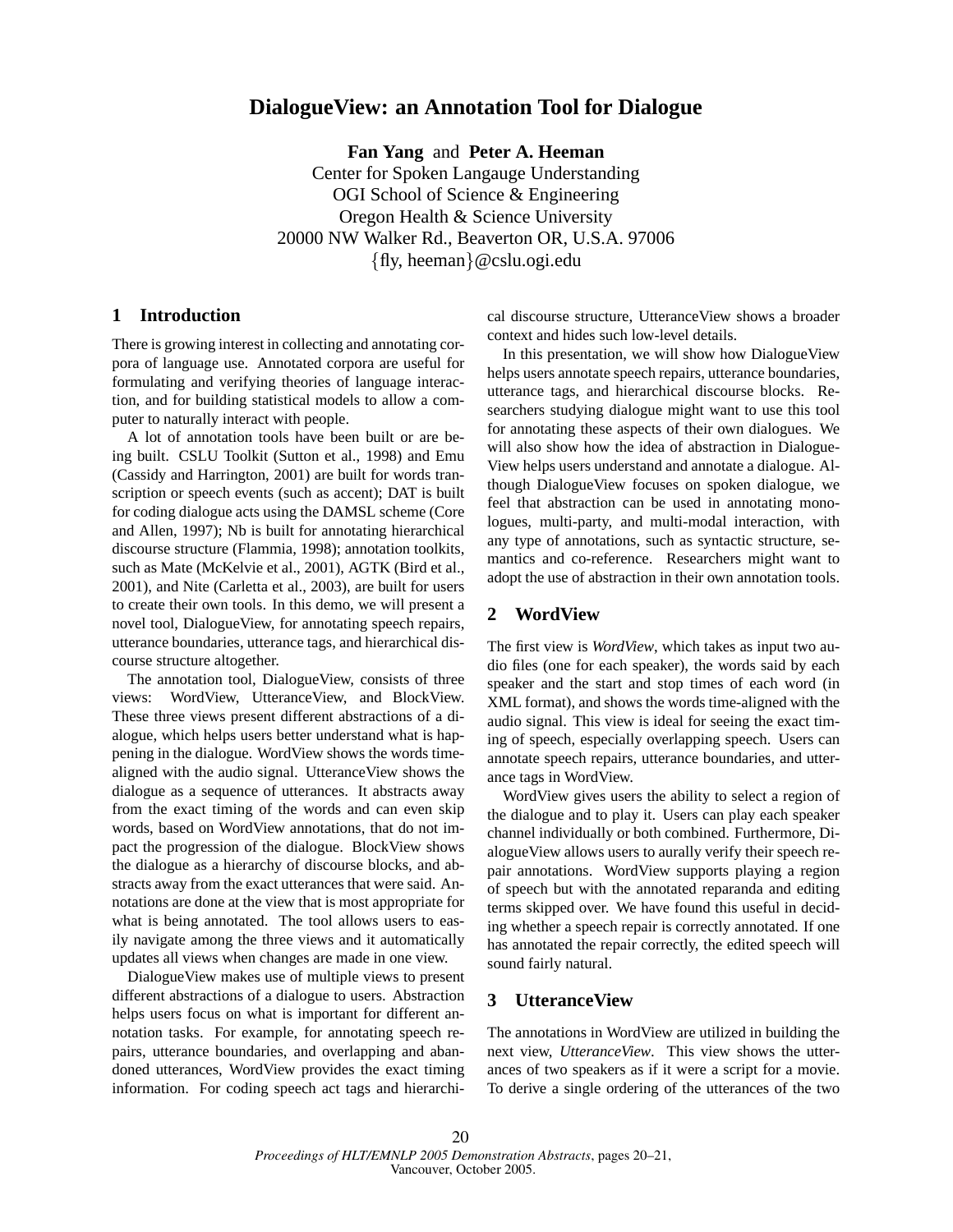# DialogueView: an Annotation Tool for Dialogue

**Fan Yang** and **Peter A. Heeman**
Center for Spoken Langauge Understanding
OGI School of Science & Engineering
Oregon Health & Science University
20000 NW Walker Rd., Beaverton OR, U.S.A. 97006
{fly, heeman}@cslu.ogi.edu

## 1 Introduction

There is growing interest in collecting and annotating corpora of language use. Annotated corpora are useful for formulating and verifying theories of language interaction, and for building statistical models to allow a computer to naturally interact with people.

A lot of annotation tools have been built or are being built. CSLU Toolkit (Sutton et al., 1998) and Emu (Cassidy and Harrington, 2001) are built for words transcription or speech events (such as accent); DAT is built for coding dialogue acts using the DAMSL scheme (Core and Allen, 1997); Nb is built for annotating hierarchical discourse structure (Flammia, 1998); annotation toolkits, such as Mate (McKelvie et al., 2001), AGTK (Bird et al., 2001), and Nite (Carletta et al., 2003), are built for users to create their own tools. In this demo, we will present a novel tool, DialogueView, for annotating speech repairs, utterance boundaries, utterance tags, and hierarchical discourse structure altogether.

The annotation tool, DialogueView, consists of three views: WordView, UtteranceView, and BlockView. These three views present different abstractions of a dialogue, which helps users better understand what is happening in the dialogue. WordView shows the words time-aligned with the audio signal. UtteranceView shows the dialogue as a sequence of utterances. It abstracts away from the exact timing of the words and can even skip words, based on WordView annotations, that do not impact the progression of the dialogue. BlockView shows the dialogue as a hierarchy of discourse blocks, and abstracts away from the exact utterances that were said. Annotations are done at the view that is most appropriate for what is being annotated. The tool allows users to easily navigate among the three views and it automatically updates all views when changes are made in one view.

DialogueView makes use of multiple views to present different abstractions of a dialogue to users. Abstraction helps users focus on what is important for different annotation tasks. For example, for annotating speech repairs, utterance boundaries, and overlapping and abandoned utterances, WordView provides the exact timing information. For coding speech act tags and hierarchical discourse structure, UtteranceView shows a broader context and hides such low-level details.

In this presentation, we will show how DialogueView helps users annotate speech repairs, utterance boundaries, utterance tags, and hierarchical discourse blocks. Researchers studying dialogue might want to use this tool for annotating these aspects of their own dialogues. We will also show how the idea of abstraction in DialogueView helps users understand and annotate a dialogue. Although DialogueView focuses on spoken dialogue, we feel that abstraction can be used in annotating monologues, multi-party, and multi-modal interaction, with any type of annotations, such as syntactic structure, semantics and co-reference. Researchers might want to adopt the use of abstraction in their own annotation tools.

## 2 WordView

The first view is *WordView*, which takes as input two audio files (one for each speaker), the words said by each speaker and the start and stop times of each word (in XML format), and shows the words time-aligned with the audio signal. This view is ideal for seeing the exact timing of speech, especially overlapping speech. Users can annotate speech repairs, utterance boundaries, and utterance tags in WordView.

WordView gives users the ability to select a region of the dialogue and to play it. Users can play each speaker channel individually or both combined. Furthermore, DialogueView allows users to aurally verify their speech repair annotations. WordView supports playing a region of speech but with the annotated reparanda and editing terms skipped over. We have found this useful in deciding whether a speech repair is correctly annotated. If one has annotated the repair correctly, the edited speech will sound fairly natural.

## 3 UtteranceView

The annotations in WordView are utilized in building the next view, *UtteranceView*. This view shows the utterances of two speakers as if it were a script for a movie. To derive a single ordering of the utterances of the two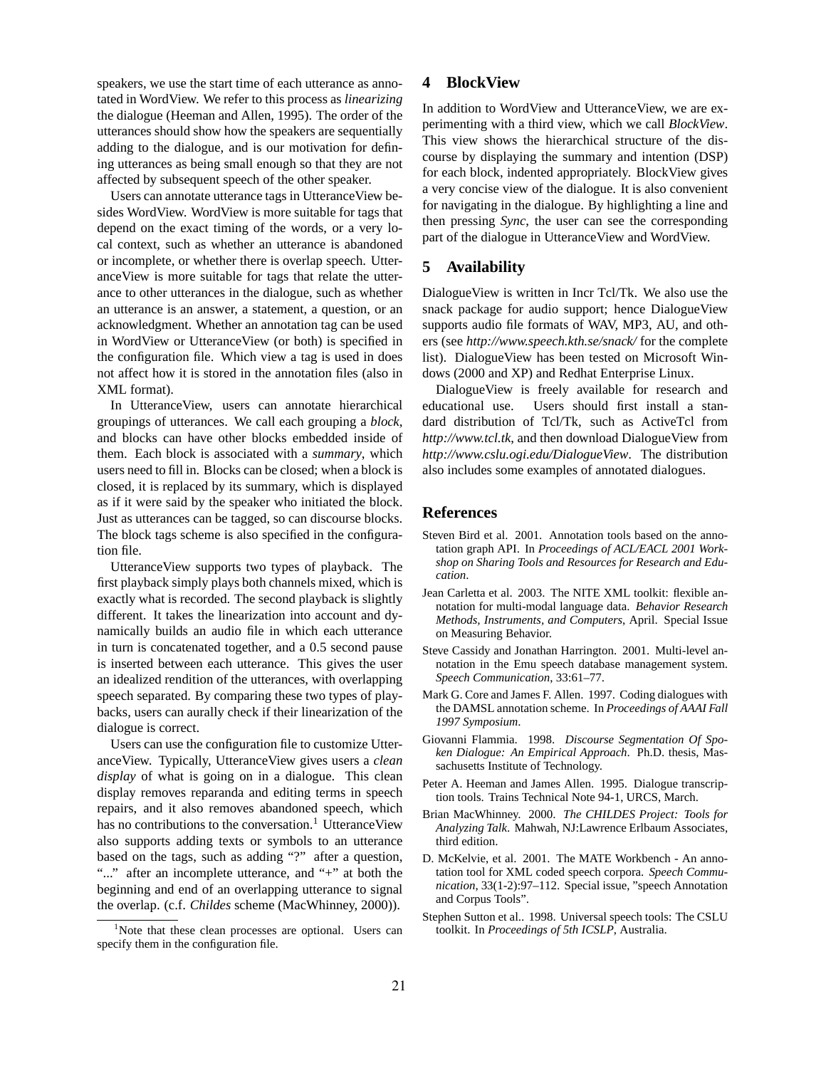speakers, we use the start time of each utterance as annotated in WordView. We refer to this process as *linearizing* the dialogue (Heeman and Allen, 1995). The order of the utterances should show how the speakers are sequentially adding to the dialogue, and is our motivation for defining utterances as being small enough so that they are not affected by subsequent speech of the other speaker.

Users can annotate utterance tags in UtteranceView besides WordView. WordView is more suitable for tags that depend on the exact timing of the words, or a very local context, such as whether an utterance is abandoned or incomplete, or whether there is overlap speech. UtteranceView is more suitable for tags that relate the utterance to other utterances in the dialogue, such as whether an utterance is an answer, a statement, a question, or an acknowledgment. Whether an annotation tag can be used in WordView or UtteranceView (or both) is specified in the configuration file. Which view a tag is used in does not affect how it is stored in the annotation files (also in XML format).

In UtteranceView, users can annotate hierarchical groupings of utterances. We call each grouping a *block*, and blocks can have other blocks embedded inside of them. Each block is associated with a *summary*, which users need to fill in. Blocks can be closed; when a block is closed, it is replaced by its summary, which is displayed as if it were said by the speaker who initiated the block. Just as utterances can be tagged, so can discourse blocks. The block tags scheme is also specified in the configuration file.

UtteranceView supports two types of playback. The first playback simply plays both channels mixed, which is exactly what is recorded. The second playback is slightly different. It takes the linearization into account and dynamically builds an audio file in which each utterance in turn is concatenated together, and a 0.5 second pause is inserted between each utterance. This gives the user an idealized rendition of the utterances, with overlapping speech separated. By comparing these two types of playbacks, users can aurally check if their linearization of the dialogue is correct.

Users can use the configuration file to customize UtteranceView. Typically, UtteranceView gives users a *clean display* of what is going on in a dialogue. This clean display removes reparanda and editing terms in speech repairs, and it also removes abandoned speech, which has no contributions to the conversation.[1] UtteranceView also supports adding texts or symbols to an utterance based on the tags, such as adding "?" after a question, "..." after an incomplete utterance, and "+" at both the beginning and end of an overlapping utterance to signal the overlap. (c.f. *Childes* scheme (MacWhinney, 2000)).

[1] Note that these clean processes are optional. Users can specify them in the configuration file.

## 4 BlockView

In addition to WordView and UtteranceView, we are experimenting with a third view, which we call *BlockView*. This view shows the hierarchical structure of the discourse by displaying the summary and intention (DSP) for each block, indented appropriately. BlockView gives a very concise view of the dialogue. It is also convenient for navigating in the dialogue. By highlighting a line and then pressing *Sync*, the user can see the corresponding part of the dialogue in UtteranceView and WordView.

## 5 Availability

DialogueView is written in Incr Tcl/Tk. We also use the snack package for audio support; hence DialogueView supports audio file formats of WAV, MP3, AU, and others (see *http://www.speech.kth.se/snack/* for the complete list). DialogueView has been tested on Microsoft Windows (2000 and XP) and Redhat Enterprise Linux.

DialogueView is freely available for research and educational use. Users should first install a standard distribution of Tcl/Tk, such as ActiveTcl from *http://www.tcl.tk*, and then download DialogueView from *http://www.cslu.ogi.edu/DialogueView*. The distribution also includes some examples of annotated dialogues.

## References

Steven Bird et al. 2001. Annotation tools based on the annotation graph API. In *Proceedings of ACL/EACL 2001 Workshop on Sharing Tools and Resources for Research and Education*.

Jean Carletta et al. 2003. The NITE XML toolkit: flexible annotation for multi-modal language data. *Behavior Research Methods, Instruments, and Computers*, April. Special Issue on Measuring Behavior.

Steve Cassidy and Jonathan Harrington. 2001. Multi-level annotation in the Emu speech database management system. *Speech Communication*, 33:61–77.

Mark G. Core and James F. Allen. 1997. Coding dialogues with the DAMSL annotation scheme. In *Proceedings of AAAI Fall 1997 Symposium*.

Giovanni Flammia. 1998. *Discourse Segmentation Of Spoken Dialogue: An Empirical Approach*. Ph.D. thesis, Massachusetts Institute of Technology.

Peter A. Heeman and James Allen. 1995. Dialogue transcription tools. Trains Technical Note 94-1, URCS, March.

Brian MacWhinney. 2000. *The CHILDES Project: Tools for Analyzing Talk*. Mahwah, NJ:Lawrence Erlbaum Associates, third edition.

D. McKelvie, et al. 2001. The MATE Workbench - An annotation tool for XML coded speech corpora. *Speech Communication*, 33(1-2):97–112. Special issue, "speech Annotation and Corpus Tools".

Stephen Sutton et al.. 1998. Universal speech tools: The CSLU toolkit. In *Proceedings of 5th ICSLP*, Australia.